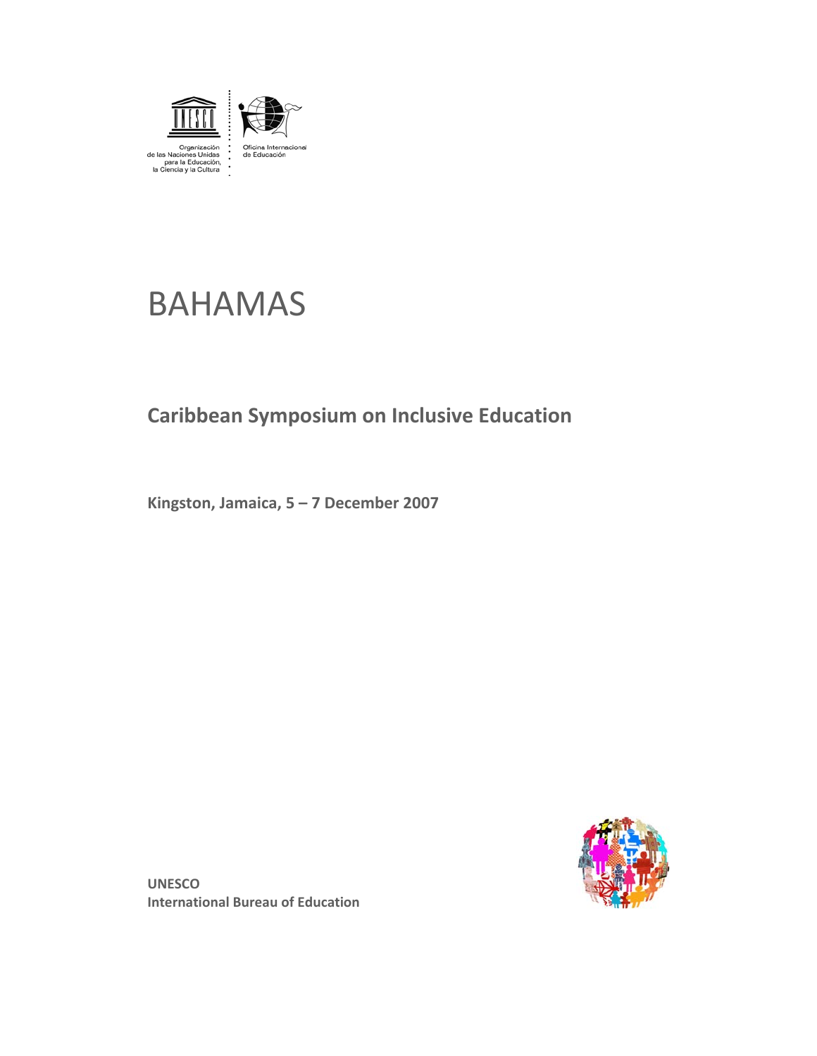Organización de las Naciones Unidas para la Educación, la Ciencia y la Cultura

Oficina Internacional de Educación

# BAHAMAS

## Caribbean Symposium on Inclusive Education

**Kingston, Jamaica, 5 – 7 December 2007**

**UNESCO**
**International Bureau of Education**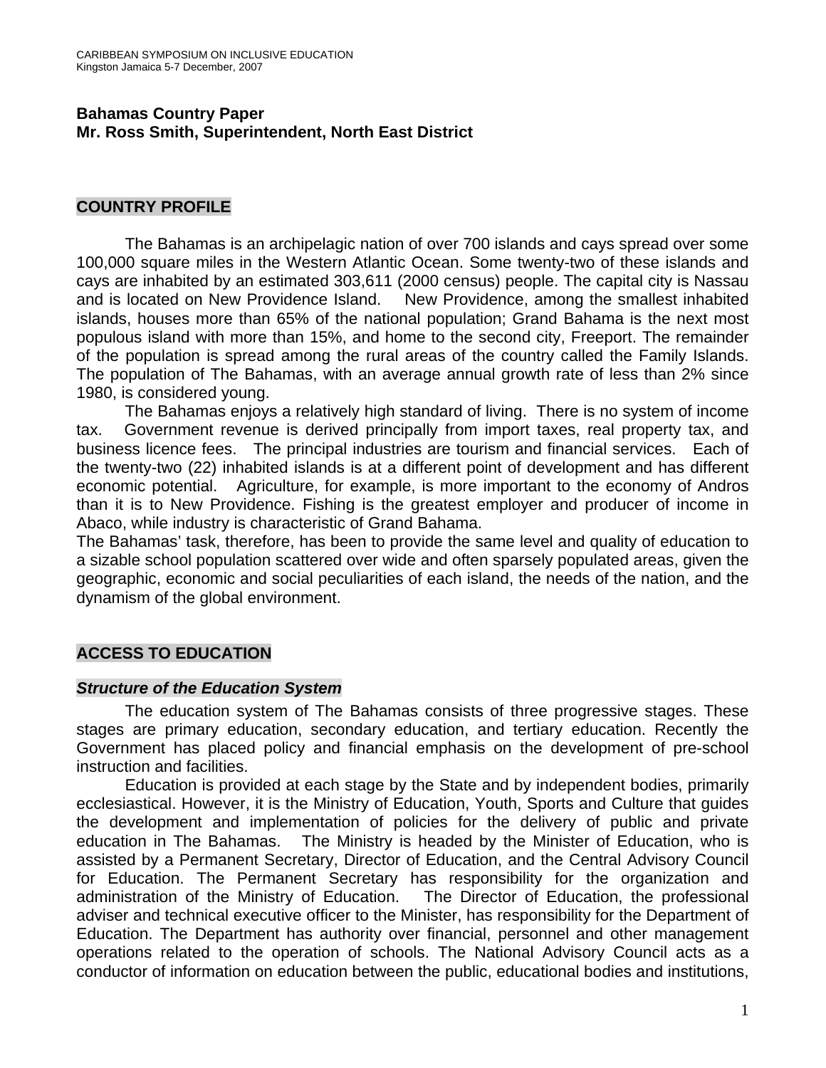# Bahamas Country Paper
**Mr. Ross Smith, Superintendent, North East District**

## COUNTRY PROFILE

The Bahamas is an archipelagic nation of over 700 islands and cays spread over some 100,000 square miles in the Western Atlantic Ocean. Some twenty-two of these islands and cays are inhabited by an estimated 303,611 (2000 census) people. The capital city is Nassau and is located on New Providence Island. New Providence, among the smallest inhabited islands, houses more than 65% of the national population; Grand Bahama is the next most populous island with more than 15%, and home to the second city, Freeport. The remainder of the population is spread among the rural areas of the country called the Family Islands. The population of The Bahamas, with an average annual growth rate of less than 2% since 1980, is considered young.

The Bahamas enjoys a relatively high standard of living. There is no system of income tax. Government revenue is derived principally from import taxes, real property tax, and business licence fees. The principal industries are tourism and financial services. Each of the twenty-two (22) inhabited islands is at a different point of development and has different economic potential. Agriculture, for example, is more important to the economy of Andros than it is to New Providence. Fishing is the greatest employer and producer of income in Abaco, while industry is characteristic of Grand Bahama.

The Bahamas' task, therefore, has been to provide the same level and quality of education to a sizable school population scattered over wide and often sparsely populated areas, given the geographic, economic and social peculiarities of each island, the needs of the nation, and the dynamism of the global environment.

## ACCESS TO EDUCATION

### *Structure of the Education System*

The education system of The Bahamas consists of three progressive stages. These stages are primary education, secondary education, and tertiary education. Recently the Government has placed policy and financial emphasis on the development of pre-school instruction and facilities.

Education is provided at each stage by the State and by independent bodies, primarily ecclesiastical. However, it is the Ministry of Education, Youth, Sports and Culture that guides the development and implementation of policies for the delivery of public and private education in The Bahamas. The Ministry is headed by the Minister of Education, who is assisted by a Permanent Secretary, Director of Education, and the Central Advisory Council for Education. The Permanent Secretary has responsibility for the organization and administration of the Ministry of Education. The Director of Education, the professional adviser and technical executive officer to the Minister, has responsibility for the Department of Education. The Department has authority over financial, personnel and other management operations related to the operation of schools. The National Advisory Council acts as a conductor of information on education between the public, educational bodies and institutions,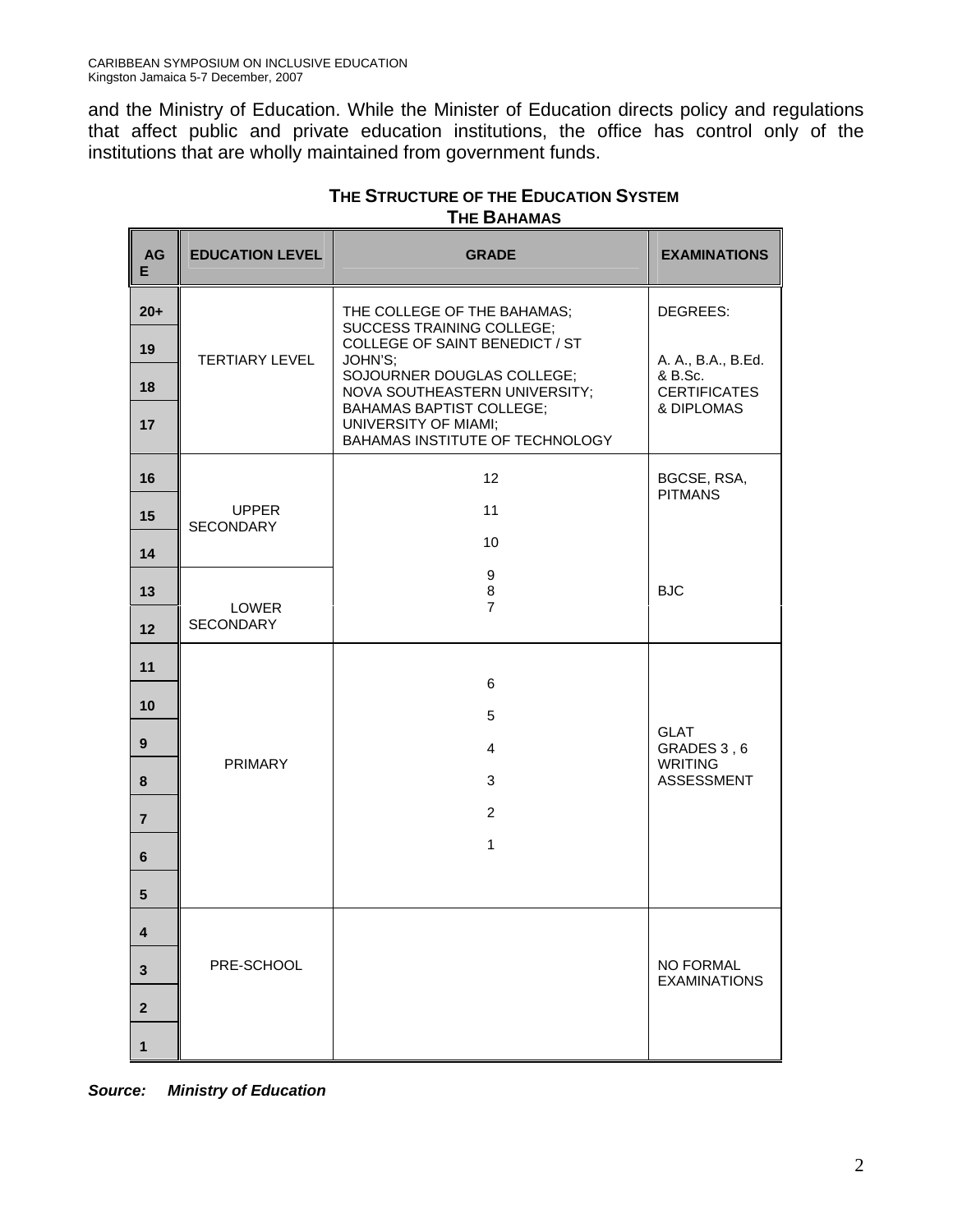and the Ministry of Education. While the Minister of Education directs policy and regulations that affect public and private education institutions, the office has control only of the institutions that are wholly maintained from government funds.

**THE STRUCTURE OF THE EDUCATION SYSTEM**
**THE BAHAMAS**

| AGE | EDUCATION LEVEL | GRADE | EXAMINATIONS |
|---|---|---|---|
| 20+ | TERTIARY LEVEL | THE COLLEGE OF THE BAHAMAS; SUCCESS TRAINING COLLEGE; COLLEGE OF SAINT BENEDICT / ST JOHN'S; SOJOURNER DOUGLAS COLLEGE; NOVA SOUTHEASTERN UNIVERSITY; BAHAMAS BAPTIST COLLEGE; UNIVERSITY OF MIAMI; BAHAMAS INSTITUTE OF TECHNOLOGY | DEGREES: A. A., B.A., B.Ed. & B.Sc. CERTIFICATES & DIPLOMAS |
| 19 | | | |
| 18 | | | |
| 17 | | | |
| 16 | UPPER SECONDARY | 12 | BGCSE, RSA, PITMANS |
| 15 | | 11 | |
| 14 | | 10 | |
| 13 | LOWER SECONDARY | 9 8 7 | BJC |
| 12 | | | |
| 11 | PRIMARY | 6 | GLAT GRADES 3 , 6 WRITING ASSESSMENT |
| 10 | | 5 | |
| 9 | | 4 | |
| 8 | | 3 | |
| 7 | | 2 | |
| 6 | | 1 | |
| 5 | | | |
| 4 | PRE-SCHOOL | | NO FORMAL EXAMINATIONS |
| 3 | | | |
| 2 | | | |
| 1 | | | |

***Source: Ministry of Education***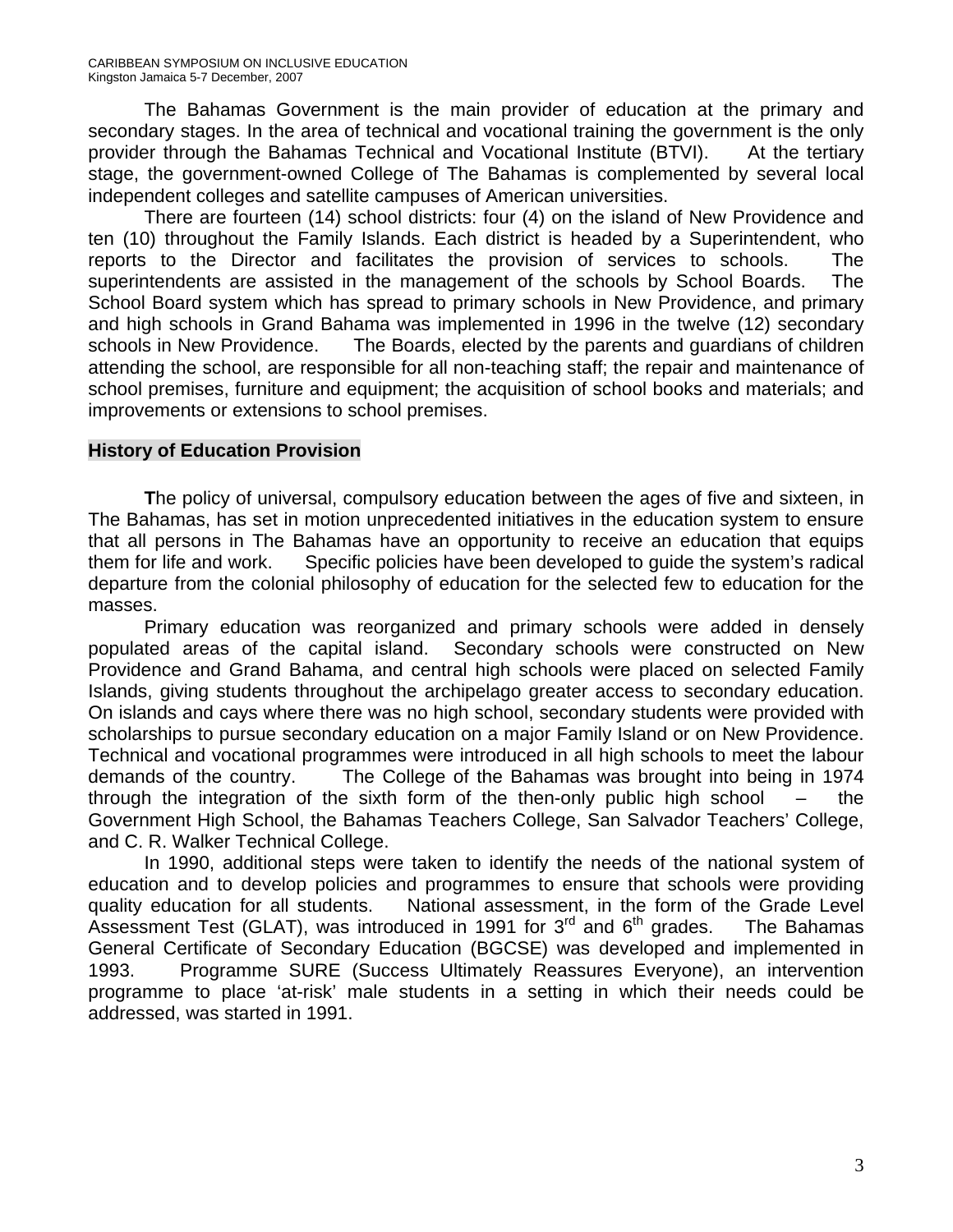The Bahamas Government is the main provider of education at the primary and secondary stages. In the area of technical and vocational training the government is the only provider through the Bahamas Technical and Vocational Institute (BTVI). At the tertiary stage, the government-owned College of The Bahamas is complemented by several local independent colleges and satellite campuses of American universities.

There are fourteen (14) school districts: four (4) on the island of New Providence and ten (10) throughout the Family Islands. Each district is headed by a Superintendent, who reports to the Director and facilitates the provision of services to schools. The superintendents are assisted in the management of the schools by School Boards. The School Board system which has spread to primary schools in New Providence, and primary and high schools in Grand Bahama was implemented in 1996 in the twelve (12) secondary schools in New Providence. The Boards, elected by the parents and guardians of children attending the school, are responsible for all non-teaching staff; the repair and maintenance of school premises, furniture and equipment; the acquisition of school books and materials; and improvements or extensions to school premises.

## History of Education Provision

**T**he policy of universal, compulsory education between the ages of five and sixteen, in The Bahamas, has set in motion unprecedented initiatives in the education system to ensure that all persons in The Bahamas have an opportunity to receive an education that equips them for life and work. Specific policies have been developed to guide the system's radical departure from the colonial philosophy of education for the selected few to education for the masses.

Primary education was reorganized and primary schools were added in densely populated areas of the capital island. Secondary schools were constructed on New Providence and Grand Bahama, and central high schools were placed on selected Family Islands, giving students throughout the archipelago greater access to secondary education. On islands and cays where there was no high school, secondary students were provided with scholarships to pursue secondary education on a major Family Island or on New Providence. Technical and vocational programmes were introduced in all high schools to meet the labour demands of the country. The College of the Bahamas was brought into being in 1974 through the integration of the sixth form of the then-only public high school – the Government High School, the Bahamas Teachers College, San Salvador Teachers' College, and C. R. Walker Technical College.

In 1990, additional steps were taken to identify the needs of the national system of education and to develop policies and programmes to ensure that schools were providing quality education for all students. National assessment, in the form of the Grade Level Assessment Test (GLAT), was introduced in 1991 for 3rd and 6th grades. The Bahamas General Certificate of Secondary Education (BGCSE) was developed and implemented in 1993. Programme SURE (Success Ultimately Reassures Everyone), an intervention programme to place 'at-risk' male students in a setting in which their needs could be addressed, was started in 1991.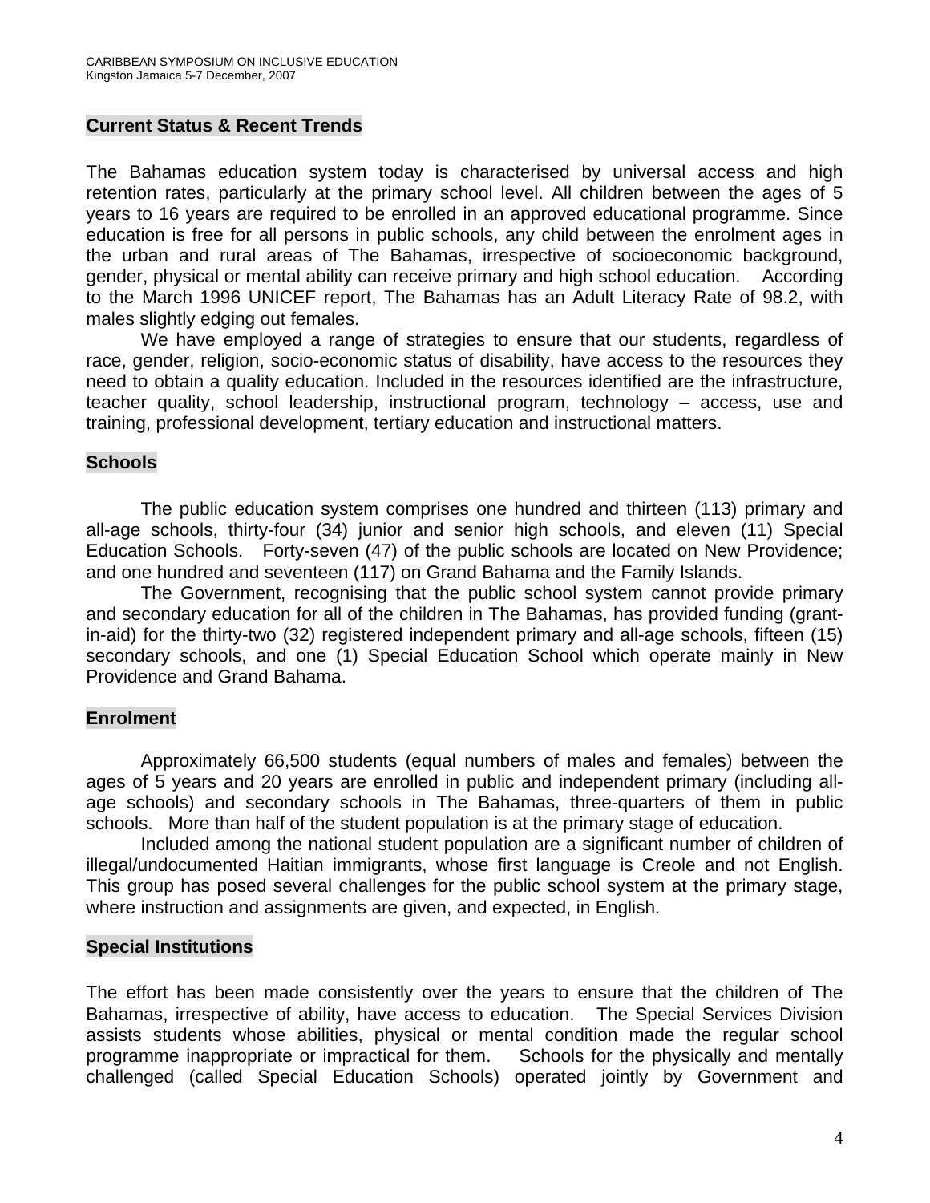## Current Status & Recent Trends

The Bahamas education system today is characterised by universal access and high retention rates, particularly at the primary school level. All children between the ages of 5 years to 16 years are required to be enrolled in an approved educational programme. Since education is free for all persons in public schools, any child between the enrolment ages in the urban and rural areas of The Bahamas, irrespective of socioeconomic background, gender, physical or mental ability can receive primary and high school education. According to the March 1996 UNICEF report, The Bahamas has an Adult Literacy Rate of 98.2, with males slightly edging out females.

We have employed a range of strategies to ensure that our students, regardless of race, gender, religion, socio-economic status of disability, have access to the resources they need to obtain a quality education. Included in the resources identified are the infrastructure, teacher quality, school leadership, instructional program, technology – access, use and training, professional development, tertiary education and instructional matters.

## Schools

The public education system comprises one hundred and thirteen (113) primary and all-age schools, thirty-four (34) junior and senior high schools, and eleven (11) Special Education Schools. Forty-seven (47) of the public schools are located on New Providence; and one hundred and seventeen (117) on Grand Bahama and the Family Islands.

The Government, recognising that the public school system cannot provide primary and secondary education for all of the children in The Bahamas, has provided funding (grant-in-aid) for the thirty-two (32) registered independent primary and all-age schools, fifteen (15) secondary schools, and one (1) Special Education School which operate mainly in New Providence and Grand Bahama.

## Enrolment

Approximately 66,500 students (equal numbers of males and females) between the ages of 5 years and 20 years are enrolled in public and independent primary (including all-age schools) and secondary schools in The Bahamas, three-quarters of them in public schools. More than half of the student population is at the primary stage of education.

Included among the national student population are a significant number of children of illegal/undocumented Haitian immigrants, whose first language is Creole and not English. This group has posed several challenges for the public school system at the primary stage, where instruction and assignments are given, and expected, in English.

## Special Institutions

The effort has been made consistently over the years to ensure that the children of The Bahamas, irrespective of ability, have access to education. The Special Services Division assists students whose abilities, physical or mental condition made the regular school programme inappropriate or impractical for them. Schools for the physically and mentally challenged (called Special Education Schools) operated jointly by Government and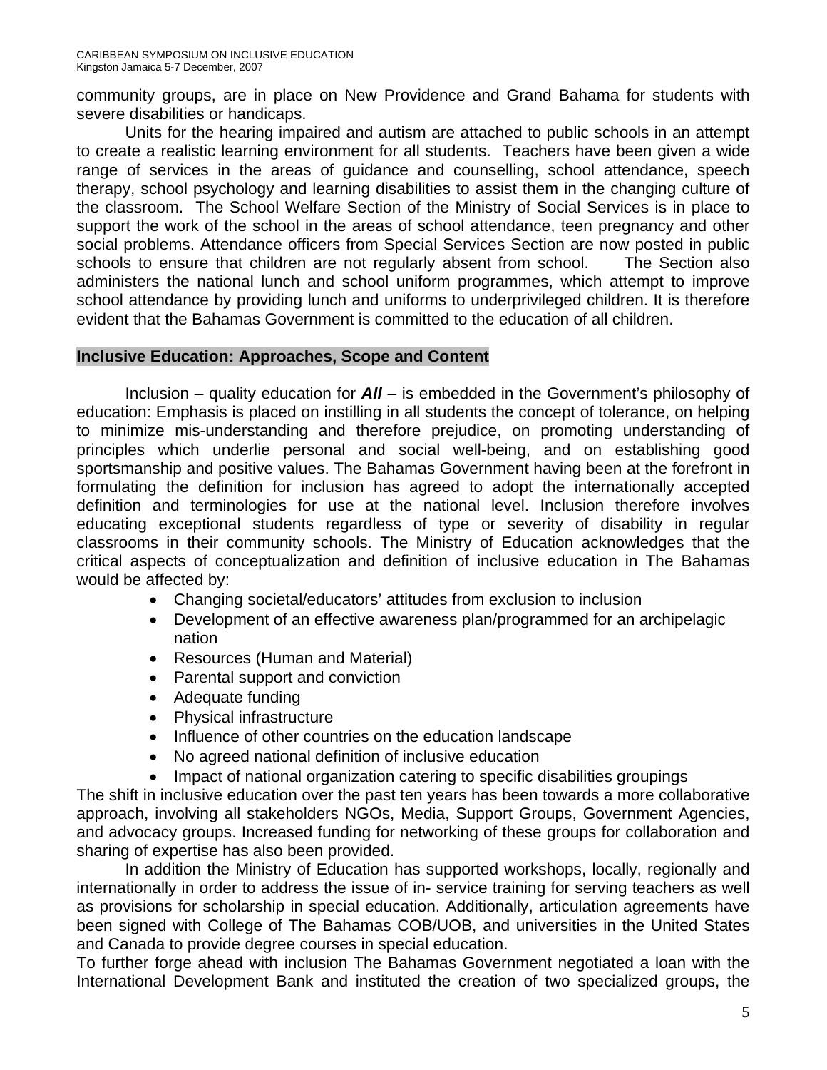community groups, are in place on New Providence and Grand Bahama for students with severe disabilities or handicaps.

Units for the hearing impaired and autism are attached to public schools in an attempt to create a realistic learning environment for all students. Teachers have been given a wide range of services in the areas of guidance and counselling, school attendance, speech therapy, school psychology and learning disabilities to assist them in the changing culture of the classroom. The School Welfare Section of the Ministry of Social Services is in place to support the work of the school in the areas of school attendance, teen pregnancy and other social problems. Attendance officers from Special Services Section are now posted in public schools to ensure that children are not regularly absent from school. The Section also administers the national lunch and school uniform programmes, which attempt to improve school attendance by providing lunch and uniforms to underprivileged children. It is therefore evident that the Bahamas Government is committed to the education of all children.

## Inclusive Education: Approaches, Scope and Content

Inclusion – quality education for ***All*** – is embedded in the Government's philosophy of education: Emphasis is placed on instilling in all students the concept of tolerance, on helping to minimize mis-understanding and therefore prejudice, on promoting understanding of principles which underlie personal and social well-being, and on establishing good sportsmanship and positive values. The Bahamas Government having been at the forefront in formulating the definition for inclusion has agreed to adopt the internationally accepted definition and terminologies for use at the national level. Inclusion therefore involves educating exceptional students regardless of type or severity of disability in regular classrooms in their community schools. The Ministry of Education acknowledges that the critical aspects of conceptualization and definition of inclusive education in The Bahamas would be affected by:

- Changing societal/educators' attitudes from exclusion to inclusion
- Development of an effective awareness plan/programmed for an archipelagic nation
- Resources (Human and Material)
- Parental support and conviction
- Adequate funding
- Physical infrastructure
- Influence of other countries on the education landscape
- No agreed national definition of inclusive education
- Impact of national organization catering to specific disabilities groupings

The shift in inclusive education over the past ten years has been towards a more collaborative approach, involving all stakeholders NGOs, Media, Support Groups, Government Agencies, and advocacy groups. Increased funding for networking of these groups for collaboration and sharing of expertise has also been provided.

In addition the Ministry of Education has supported workshops, locally, regionally and internationally in order to address the issue of in- service training for serving teachers as well as provisions for scholarship in special education. Additionally, articulation agreements have been signed with College of The Bahamas COB/UOB, and universities in the United States and Canada to provide degree courses in special education.

To further forge ahead with inclusion The Bahamas Government negotiated a loan with the International Development Bank and instituted the creation of two specialized groups, the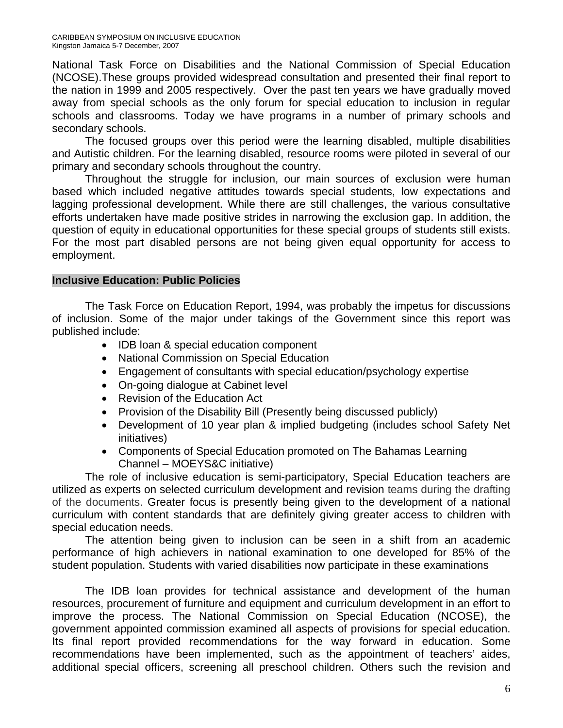National Task Force on Disabilities and the National Commission of Special Education (NCOSE).These groups provided widespread consultation and presented their final report to the nation in 1999 and 2005 respectively. Over the past ten years we have gradually moved away from special schools as the only forum for special education to inclusion in regular schools and classrooms. Today we have programs in a number of primary schools and secondary schools.

The focused groups over this period were the learning disabled, multiple disabilities and Autistic children. For the learning disabled, resource rooms were piloted in several of our primary and secondary schools throughout the country.

Throughout the struggle for inclusion, our main sources of exclusion were human based which included negative attitudes towards special students, low expectations and lagging professional development. While there are still challenges, the various consultative efforts undertaken have made positive strides in narrowing the exclusion gap. In addition, the question of equity in educational opportunities for these special groups of students still exists. For the most part disabled persons are not being given equal opportunity for access to employment.

## Inclusive Education: Public Policies

The Task Force on Education Report, 1994, was probably the impetus for discussions of inclusion. Some of the major under takings of the Government since this report was published include:

- IDB loan & special education component
- National Commission on Special Education
- Engagement of consultants with special education/psychology expertise
- On-going dialogue at Cabinet level
- Revision of the Education Act
- Provision of the Disability Bill (Presently being discussed publicly)
- Development of 10 year plan & implied budgeting (includes school Safety Net initiatives)
- Components of Special Education promoted on The Bahamas Learning Channel – MOEYS&C initiative)

The role of inclusive education is semi-participatory, Special Education teachers are utilized as experts on selected curriculum development and revision teams during the drafting of the documents. Greater focus is presently being given to the development of a national curriculum with content standards that are definitely giving greater access to children with special education needs.

The attention being given to inclusion can be seen in a shift from an academic performance of high achievers in national examination to one developed for 85% of the student population. Students with varied disabilities now participate in these examinations

The IDB loan provides for technical assistance and development of the human resources, procurement of furniture and equipment and curriculum development in an effort to improve the process. The National Commission on Special Education (NCOSE), the government appointed commission examined all aspects of provisions for special education. Its final report provided recommendations for the way forward in education. Some recommendations have been implemented, such as the appointment of teachers' aides, additional special officers, screening all preschool children. Others such the revision and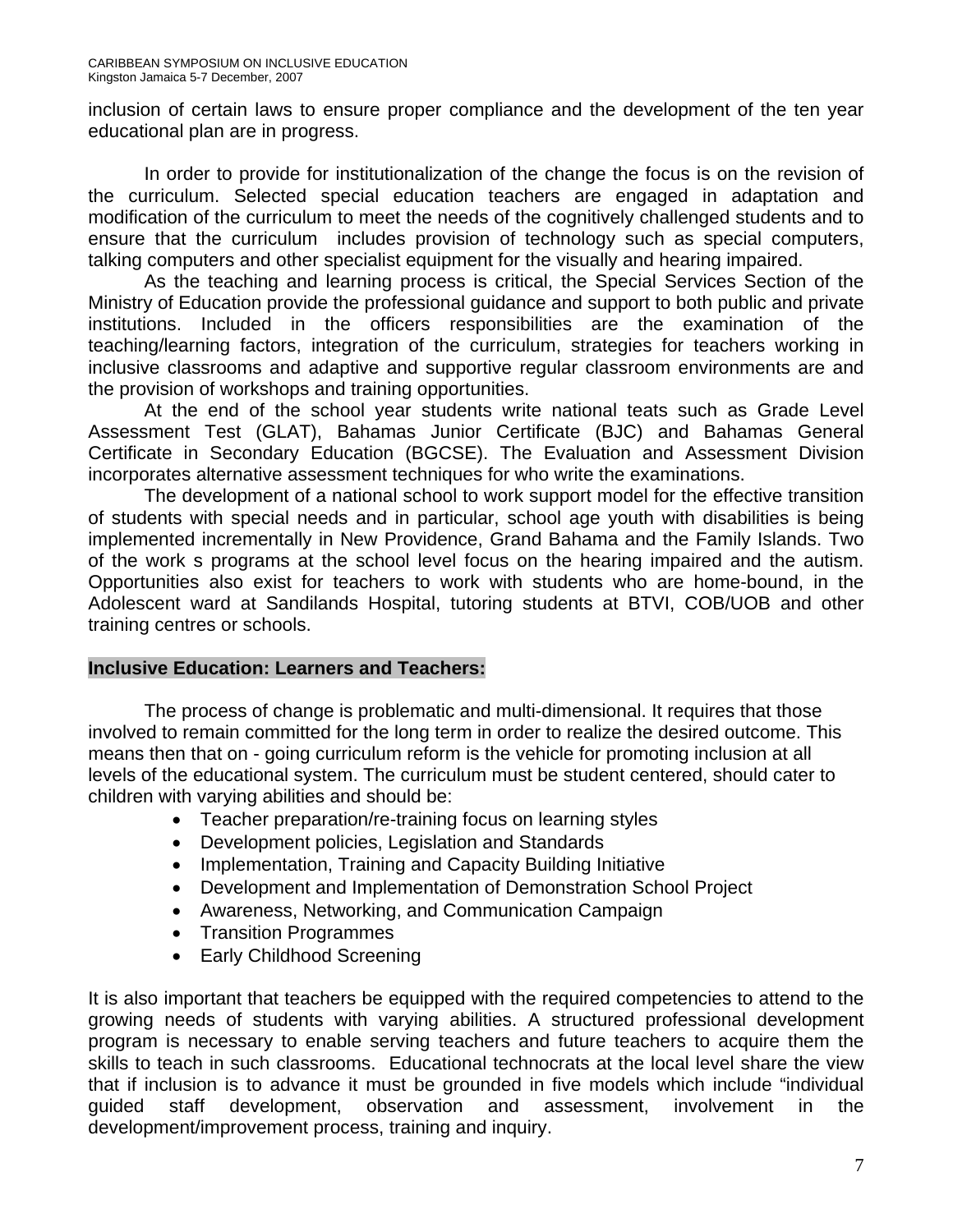inclusion of certain laws to ensure proper compliance and the development of the ten year educational plan are in progress.

In order to provide for institutionalization of the change the focus is on the revision of the curriculum. Selected special education teachers are engaged in adaptation and modification of the curriculum to meet the needs of the cognitively challenged students and to ensure that the curriculum includes provision of technology such as special computers, talking computers and other specialist equipment for the visually and hearing impaired.

As the teaching and learning process is critical, the Special Services Section of the Ministry of Education provide the professional guidance and support to both public and private institutions. Included in the officers responsibilities are the examination of the teaching/learning factors, integration of the curriculum, strategies for teachers working in inclusive classrooms and adaptive and supportive regular classroom environments are and the provision of workshops and training opportunities.

At the end of the school year students write national teats such as Grade Level Assessment Test (GLAT), Bahamas Junior Certificate (BJC) and Bahamas General Certificate in Secondary Education (BGCSE). The Evaluation and Assessment Division incorporates alternative assessment techniques for who write the examinations.

The development of a national school to work support model for the effective transition of students with special needs and in particular, school age youth with disabilities is being implemented incrementally in New Providence, Grand Bahama and the Family Islands. Two of the work s programs at the school level focus on the hearing impaired and the autism. Opportunities also exist for teachers to work with students who are home-bound, in the Adolescent ward at Sandilands Hospital, tutoring students at BTVI, COB/UOB and other training centres or schools.

## Inclusive Education: Learners and Teachers:

The process of change is problematic and multi-dimensional. It requires that those involved to remain committed for the long term in order to realize the desired outcome. This means then that on - going curriculum reform is the vehicle for promoting inclusion at all levels of the educational system. The curriculum must be student centered, should cater to children with varying abilities and should be:

- Teacher preparation/re-training focus on learning styles
- Development policies, Legislation and Standards
- Implementation, Training and Capacity Building Initiative
- Development and Implementation of Demonstration School Project
- Awareness, Networking, and Communication Campaign
- Transition Programmes
- Early Childhood Screening

It is also important that teachers be equipped with the required competencies to attend to the growing needs of students with varying abilities. A structured professional development program is necessary to enable serving teachers and future teachers to acquire them the skills to teach in such classrooms. Educational technocrats at the local level share the view that if inclusion is to advance it must be grounded in five models which include "individual guided staff development, observation and assessment, involvement in the development/improvement process, training and inquiry.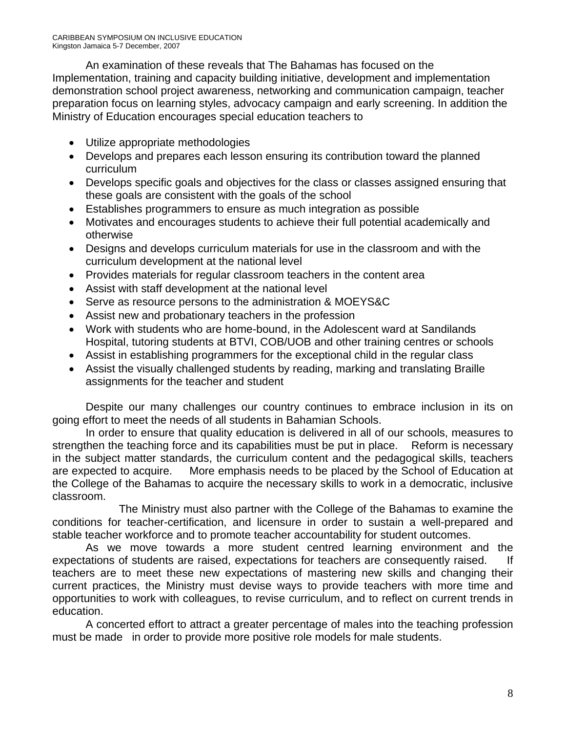An examination of these reveals that The Bahamas has focused on the Implementation, training and capacity building initiative, development and implementation demonstration school project awareness, networking and communication campaign, teacher preparation focus on learning styles, advocacy campaign and early screening. In addition the Ministry of Education encourages special education teachers to

- Utilize appropriate methodologies
- Develops and prepares each lesson ensuring its contribution toward the planned curriculum
- Develops specific goals and objectives for the class or classes assigned ensuring that these goals are consistent with the goals of the school
- Establishes programmers to ensure as much integration as possible
- Motivates and encourages students to achieve their full potential academically and otherwise
- Designs and develops curriculum materials for use in the classroom and with the curriculum development at the national level
- Provides materials for regular classroom teachers in the content area
- Assist with staff development at the national level
- Serve as resource persons to the administration & MOEYS&C
- Assist new and probationary teachers in the profession
- Work with students who are home-bound, in the Adolescent ward at Sandilands Hospital, tutoring students at BTVI, COB/UOB and other training centres or schools
- Assist in establishing programmers for the exceptional child in the regular class
- Assist the visually challenged students by reading, marking and translating Braille assignments for the teacher and student

Despite our many challenges our country continues to embrace inclusion in its on going effort to meet the needs of all students in Bahamian Schools.

In order to ensure that quality education is delivered in all of our schools, measures to strengthen the teaching force and its capabilities must be put in place. Reform is necessary in the subject matter standards, the curriculum content and the pedagogical skills, teachers are expected to acquire. More emphasis needs to be placed by the School of Education at the College of the Bahamas to acquire the necessary skills to work in a democratic, inclusive classroom.

The Ministry must also partner with the College of the Bahamas to examine the conditions for teacher-certification, and licensure in order to sustain a well-prepared and stable teacher workforce and to promote teacher accountability for student outcomes.

As we move towards a more student centred learning environment and the expectations of students are raised, expectations for teachers are consequently raised. If teachers are to meet these new expectations of mastering new skills and changing their current practices, the Ministry must devise ways to provide teachers with more time and opportunities to work with colleagues, to revise curriculum, and to reflect on current trends in education.

A concerted effort to attract a greater percentage of males into the teaching profession must be made in order to provide more positive role models for male students.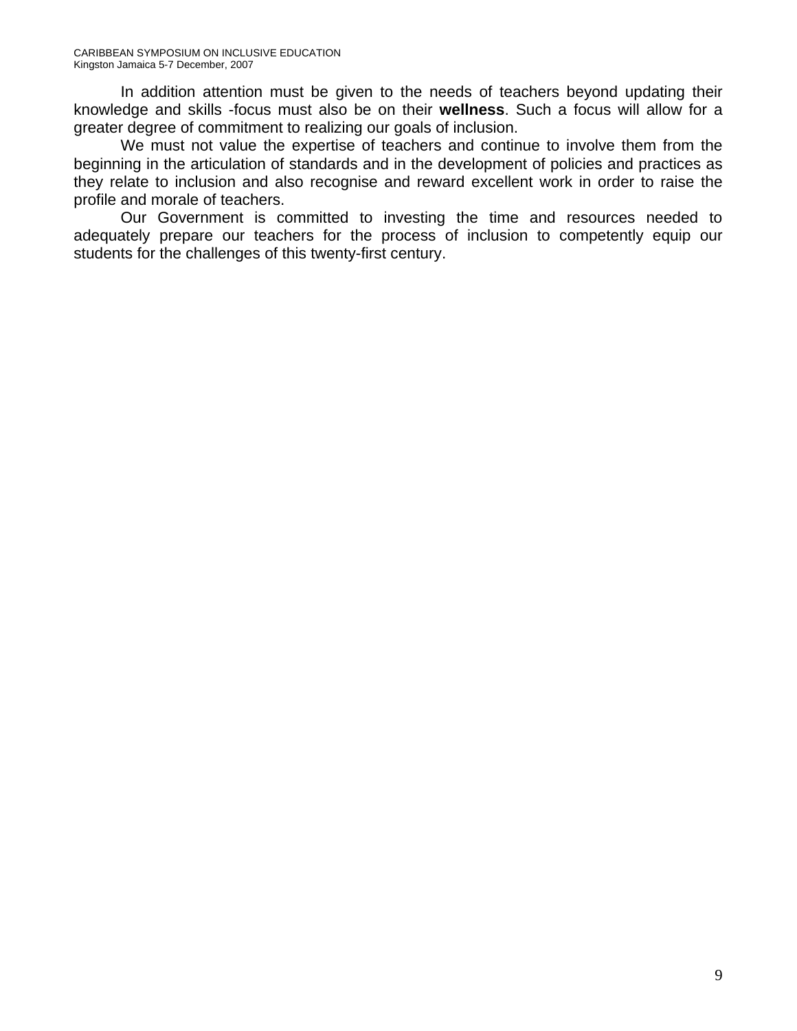In addition attention must be given to the needs of teachers beyond updating their knowledge and skills -focus must also be on their **wellness**. Such a focus will allow for a greater degree of commitment to realizing our goals of inclusion.

We must not value the expertise of teachers and continue to involve them from the beginning in the articulation of standards and in the development of policies and practices as they relate to inclusion and also recognise and reward excellent work in order to raise the profile and morale of teachers.

Our Government is committed to investing the time and resources needed to adequately prepare our teachers for the process of inclusion to competently equip our students for the challenges of this twenty-first century.